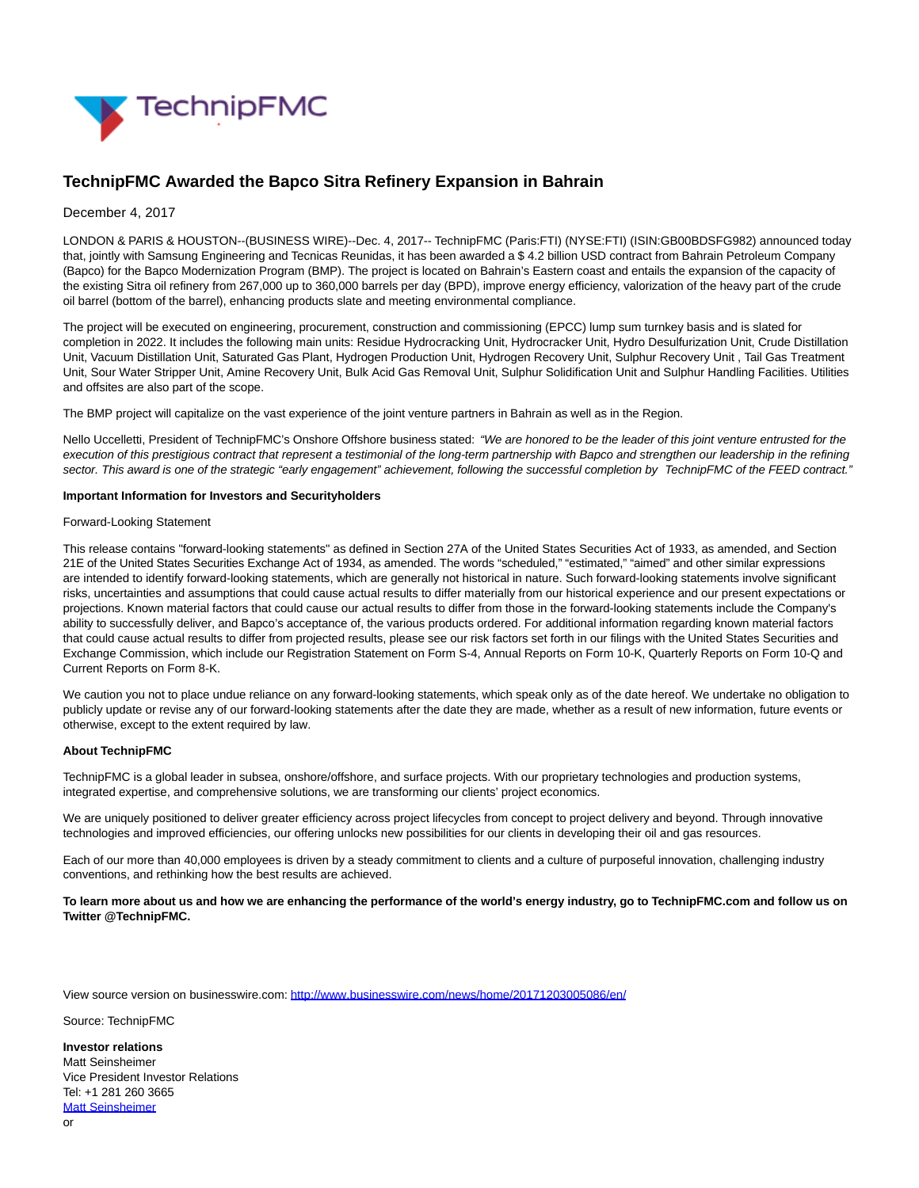# TechnipFMC Awarded the Bapco Sitra Refinery Expansion in Bahrain

December 4, 2017

LONDON & PARIS & HOUSTON--(BUSINESS WIRE)--Dec. 4, 2017-- TechnipFMC (Paris:FTI) (NYSE:FTI) (ISIN:GB00BDSFG982) announced today that, jointly with Samsung Engineering and Tecnicas Reunidas, it has been awarded a $ 4.2 billion USD contract from Bahrain Petroleum Company (Bapco) for the Bapco Modernization Program (BMP). The project is located on Bahrain's Eastern coast and entails the expansion of the capacity of the existing Sitra oil refinery from 267,000 up to 360,000 barrels per day (BPD), improve energy efficiency, valorization of the heavy part of the crude oil barrel (bottom of the barrel), enhancing products slate and meeting environmental compliance.

The project will be executed on engineering, procurement, construction and commissioning (EPCC) lump sum turnkey basis and is slated for completion in 2022. It includes the following main units: Residue Hydrocracking Unit, Hydrocracker Unit, Hydro Desulfurization Unit, Crude Distillation Unit, Vacuum Distillation Unit, Saturated Gas Plant, Hydrogen Production Unit, Hydrogen Recovery Unit, Sulphur Recovery Unit , Tail Gas Treatment Unit, Sour Water Stripper Unit, Amine Recovery Unit, Bulk Acid Gas Removal Unit, Sulphur Solidification Unit and Sulphur Handling Facilities. Utilities and offsites are also part of the scope.

The BMP project will capitalize on the vast experience of the joint venture partners in Bahrain as well as in the Region.

Nello Uccelletti, President of TechnipFMC's Onshore Offshore business stated: *"We are honored to be the leader of this joint venture entrusted for the execution of this prestigious contract that represent a testimonial of the long-term partnership with Bapco and strengthen our leadership in the refining sector. This award is one of the strategic "early engagement" achievement, following the successful completion by TechnipFMC of the FEED contract."*

**Important Information for Investors and Securityholders**

Forward-Looking Statement

This release contains "forward-looking statements" as defined in Section 27A of the United States Securities Act of 1933, as amended, and Section 21E of the United States Securities Exchange Act of 1934, as amended. The words "scheduled," "estimated," "aimed" and other similar expressions are intended to identify forward-looking statements, which are generally not historical in nature. Such forward-looking statements involve significant risks, uncertainties and assumptions that could cause actual results to differ materially from our historical experience and our present expectations or projections. Known material factors that could cause our actual results to differ from those in the forward-looking statements include the Company's ability to successfully deliver, and Bapco's acceptance of, the various products ordered. For additional information regarding known material factors that could cause actual results to differ from projected results, please see our risk factors set forth in our filings with the United States Securities and Exchange Commission, which include our Registration Statement on Form S-4, Annual Reports on Form 10-K, Quarterly Reports on Form 10-Q and Current Reports on Form 8-K.

We caution you not to place undue reliance on any forward-looking statements, which speak only as of the date hereof. We undertake no obligation to publicly update or revise any of our forward-looking statements after the date they are made, whether as a result of new information, future events or otherwise, except to the extent required by law.

**About TechnipFMC**

TechnipFMC is a global leader in subsea, onshore/offshore, and surface projects. With our proprietary technologies and production systems, integrated expertise, and comprehensive solutions, we are transforming our clients' project economics.

We are uniquely positioned to deliver greater efficiency across project lifecycles from concept to project delivery and beyond. Through innovative technologies and improved efficiencies, our offering unlocks new possibilities for our clients in developing their oil and gas resources.

Each of our more than 40,000 employees is driven by a steady commitment to clients and a culture of purposeful innovation, challenging industry conventions, and rethinking how the best results are achieved.

**To learn more about us and how we are enhancing the performance of the world's energy industry, go to TechnipFMC.com and follow us on Twitter @TechnipFMC.**

View source version on businesswire.com: [http://www.businesswire.com/news/home/20171203005086/en/](http://www.businesswire.com/news/home/20171203005086/en/)

Source: TechnipFMC

**Investor relations**
Matt Seinsheimer
Vice President Investor Relations
Tel: +1 281 260 3665
Matt Seinsheimer
or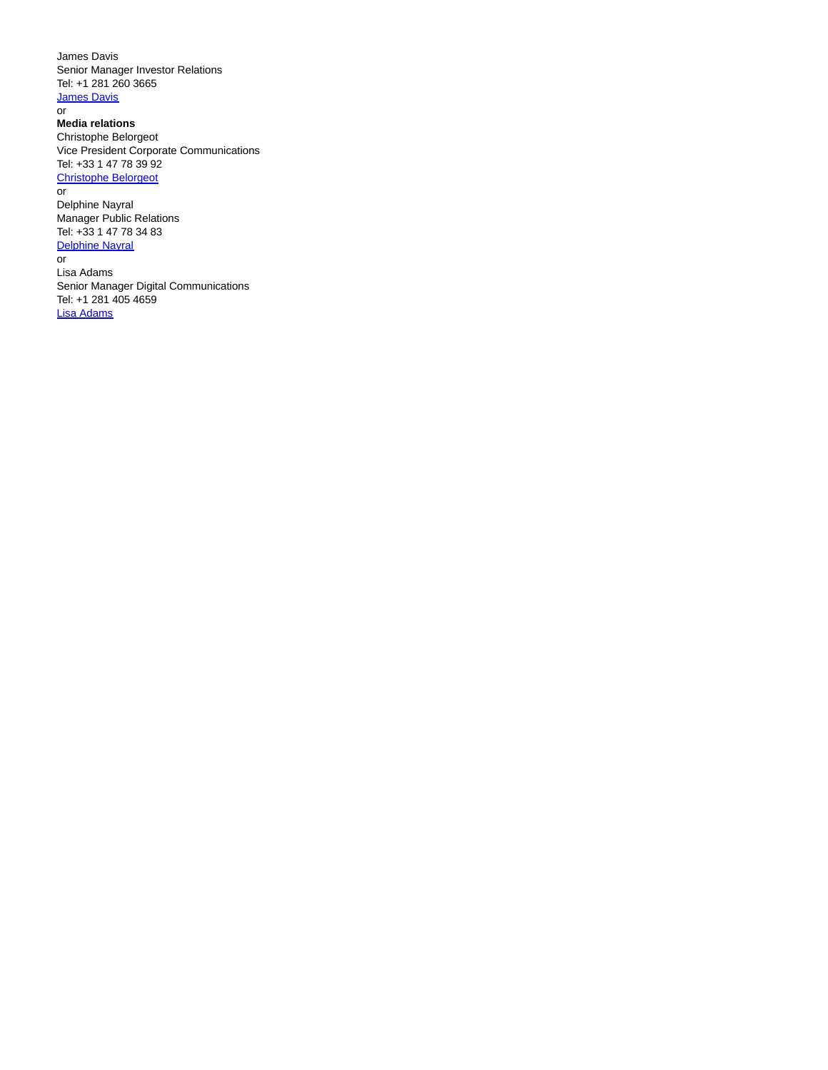James Davis
Senior Manager Investor Relations
Tel: +1 281 260 3665
James Davis
or
**Media relations**
Christophe Belorgeot
Vice President Corporate Communications
Tel: +33 1 47 78 39 92
Christophe Belorgeot
or
Delphine Nayral
Manager Public Relations
Tel: +33 1 47 78 34 83
Delphine Nayral
or
Lisa Adams
Senior Manager Digital Communications
Tel: +1 281 405 4659
Lisa Adams